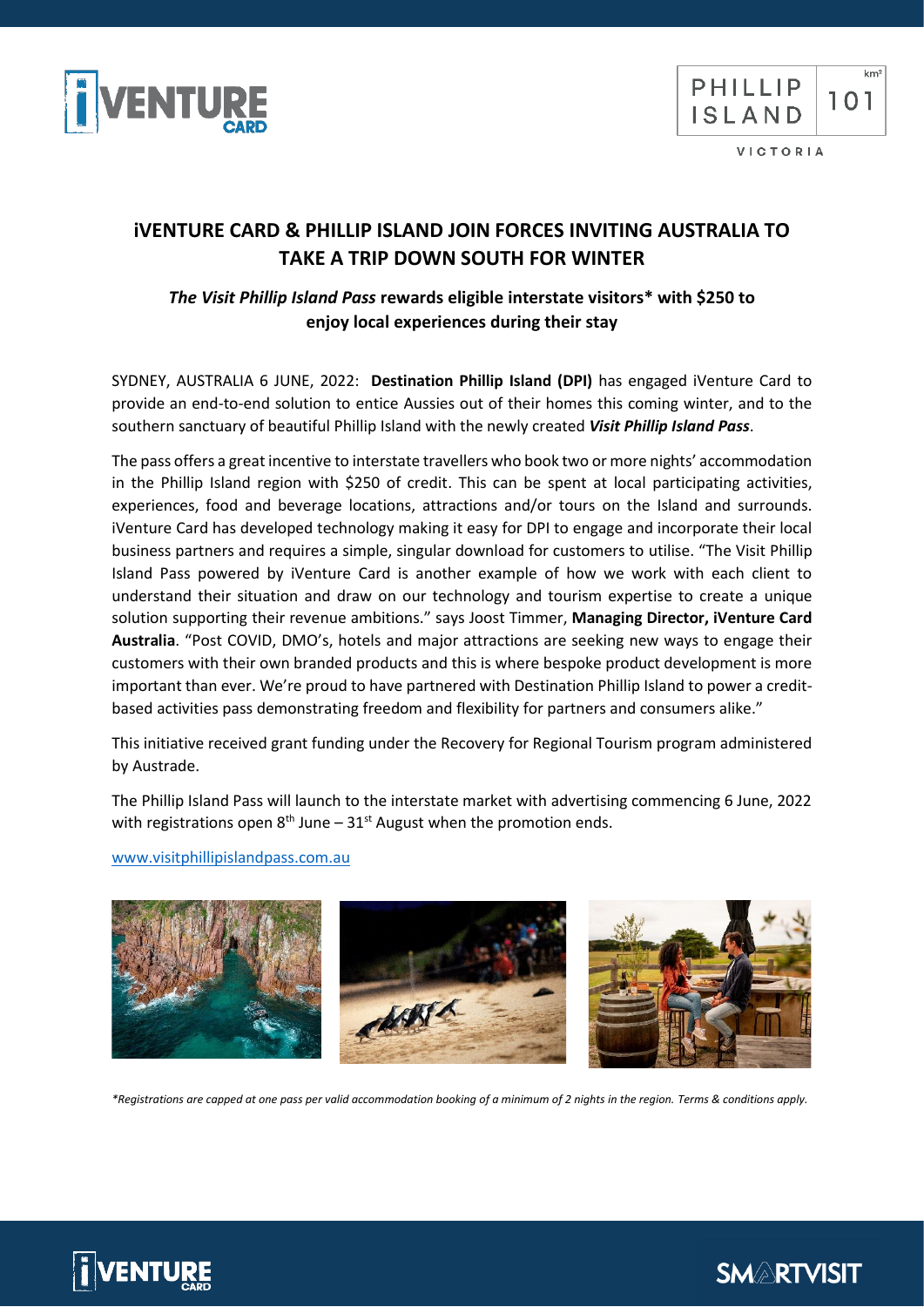# iVENTURE CARD & PHILLIP ISLAND JOIN FORCES INVITING AUSTRALIA TO TAKE A TRIP DOWN SOUTH FOR WINTER

## ***The Visit Phillip Island Pass*** **rewards eligible interstate visitors* with $250 to enjoy local experiences during their stay**

SYDNEY, AUSTRALIA 6 JUNE, 2022: **Destination Phillip Island (DPI)** has engaged iVenture Card to provide an end-to-end solution to entice Aussies out of their homes this coming winter, and to the southern sanctuary of beautiful Phillip Island with the newly created ***Visit Phillip Island Pass***.

The pass offers a great incentive to interstate travellers who book two or more nights' accommodation in the Phillip Island region with $250 of credit. This can be spent at local participating activities, experiences, food and beverage locations, attractions and/or tours on the Island and surrounds. iVenture Card has developed technology making it easy for DPI to engage and incorporate their local business partners and requires a simple, singular download for customers to utilise. "The Visit Phillip Island Pass powered by iVenture Card is another example of how we work with each client to understand their situation and draw on our technology and tourism expertise to create a unique solution supporting their revenue ambitions." says Joost Timmer, **Managing Director, iVenture Card Australia**. "Post COVID, DMO's, hotels and major attractions are seeking new ways to engage their customers with their own branded products and this is where bespoke product development is more important than ever. We're proud to have partnered with Destination Phillip Island to power a credit-based activities pass demonstrating freedom and flexibility for partners and consumers alike."

This initiative received grant funding under the Recovery for Regional Tourism program administered by Austrade.

The Phillip Island Pass will launch to the interstate market with advertising commencing 6 June, 2022 with registrations open 8th June – 31st August when the promotion ends.

www.visitphillipislandpass.com.au

*\*Registrations are capped at one pass per valid accommodation booking of a minimum of 2 nights in the region. Terms & conditions apply.*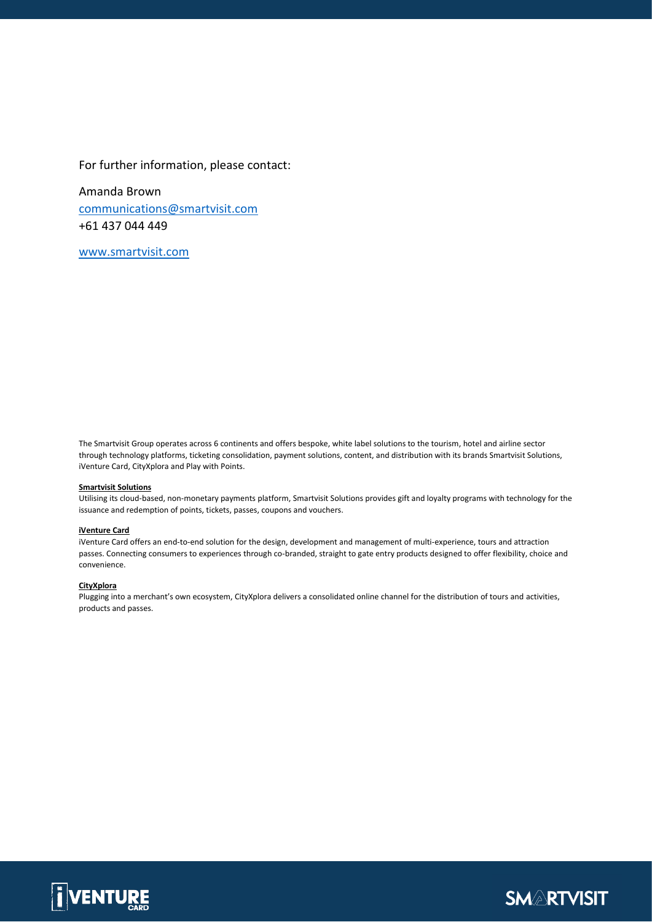For further information, please contact:

Amanda Brown
communications@smartvisit.com
+61 437 044 449

www.smartvisit.com

The Smartvisit Group operates across 6 continents and offers bespoke, white label solutions to the tourism, hotel and airline sector through technology platforms, ticketing consolidation, payment solutions, content, and distribution with its brands Smartvisit Solutions, iVenture Card, CityXplora and Play with Points.

**Smartvisit Solutions**

Utilising its cloud-based, non-monetary payments platform, Smartvisit Solutions provides gift and loyalty programs with technology for the issuance and redemption of points, tickets, passes, coupons and vouchers.

**iVenture Card**

iVenture Card offers an end-to-end solution for the design, development and management of multi-experience, tours and attraction passes. Connecting consumers to experiences through co-branded, straight to gate entry products designed to offer flexibility, choice and convenience.

**CityXplora**

Plugging into a merchant's own ecosystem, CityXplora delivers a consolidated online channel for the distribution of tours and activities, products and passes.